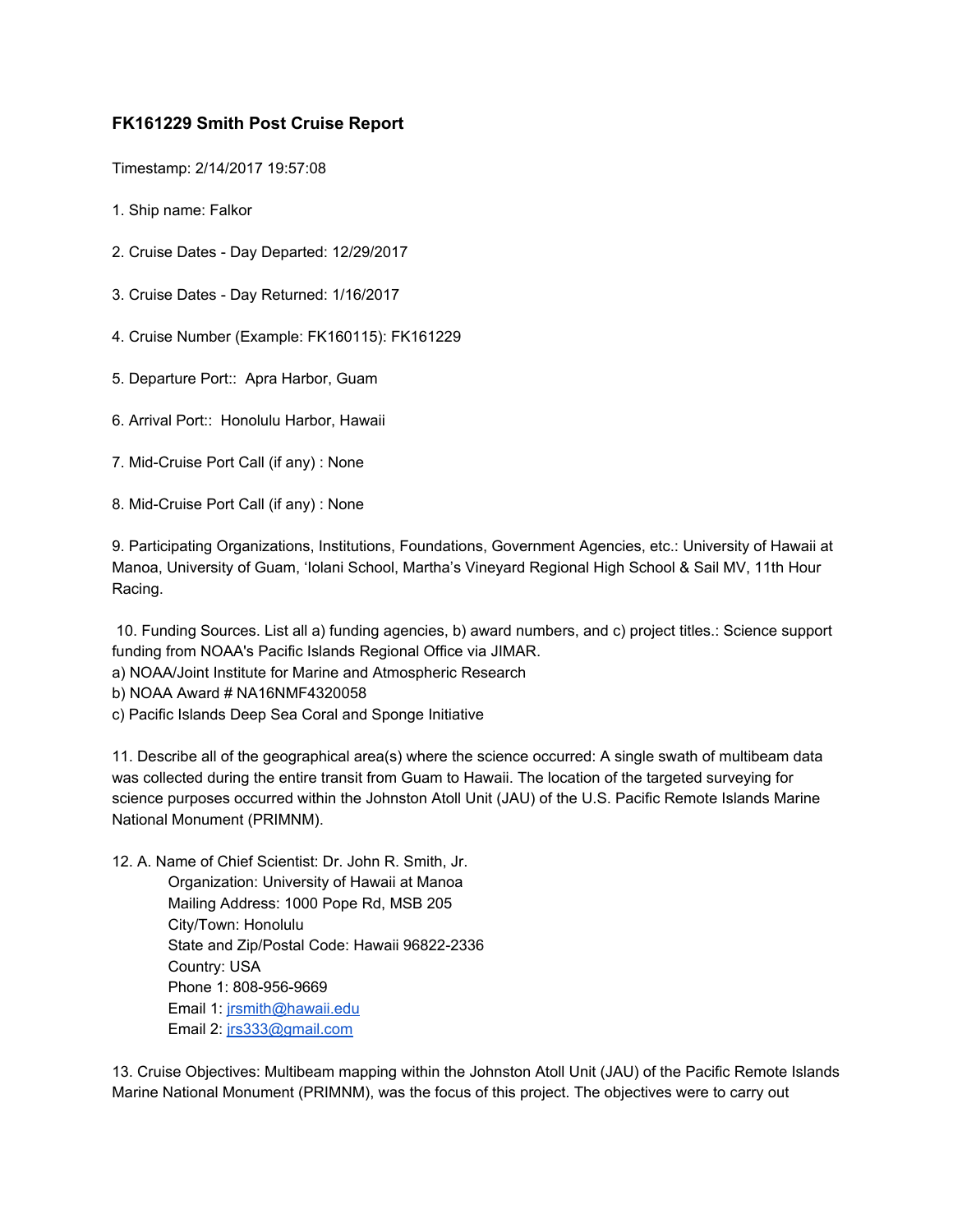### FK161229 Smith Post Cruise Report

Timestamp: 2/14/2017 19:57:08

1. Ship name: Falkor

2. Cruise Dates - Day Departed: 12/29/2017

3. Cruise Dates - Day Returned: 1/16/2017

4. Cruise Number (Example: FK160115): FK161229

5. Departure Port:: Apra Harbor, Guam

6. Arrival Port:: Honolulu Harbor, Hawaii

7. Mid-Cruise Port Call (if any) : None

8. Mid-Cruise Port Call (if any) : None

9. Participating Organizations, Institutions, Foundations, Government Agencies, etc.: University of Hawaii at Manoa, University of Guam, ʻIolani School, Martha's Vineyard Regional High School & Sail MV, 11th Hour Racing.

10. Funding Sources. List all a) funding agencies, b) award numbers, and c) project titles.: Science support funding from NOAA's Pacific Islands Regional Office via JIMAR.
a) NOAA/Joint Institute for Marine and Atmospheric Research
b) NOAA Award # NA16NMF4320058
c) Pacific Islands Deep Sea Coral and Sponge Initiative

11. Describe all of the geographical area(s) where the science occurred: A single swath of multibeam data was collected during the entire transit from Guam to Hawaii. The location of the targeted surveying for science purposes occurred within the Johnston Atoll Unit (JAU) of the U.S. Pacific Remote Islands Marine National Monument (PRIMNM).

12. A. Name of Chief Scientist: Dr. John R. Smith, Jr.
  Organization: University of Hawaii at Manoa
  Mailing Address: 1000 Pope Rd, MSB 205
  City/Town: Honolulu
  State and Zip/Postal Code: Hawaii 96822-2336
  Country: USA
  Phone 1: 808-956-9669
  Email 1: jrsmith@hawaii.edu
  Email 2: jrs333@gmail.com

13. Cruise Objectives: Multibeam mapping within the Johnston Atoll Unit (JAU) of the Pacific Remote Islands Marine National Monument (PRIMNM), was the focus of this project. The objectives were to carry out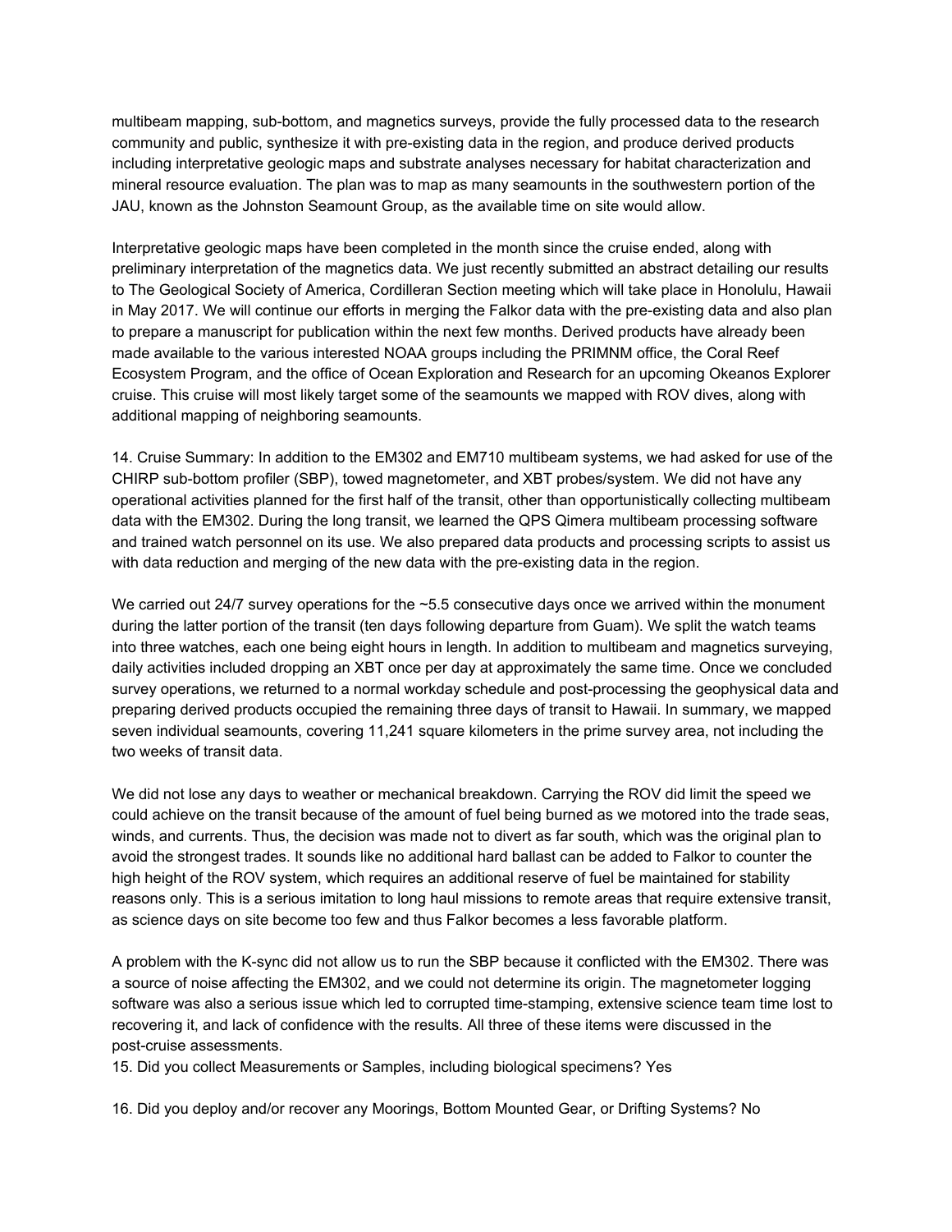multibeam mapping, sub-bottom, and magnetics surveys, provide the fully processed data to the research community and public, synthesize it with pre-existing data in the region, and produce derived products including interpretative geologic maps and substrate analyses necessary for habitat characterization and mineral resource evaluation. The plan was to map as many seamounts in the southwestern portion of the JAU, known as the Johnston Seamount Group, as the available time on site would allow.

Interpretative geologic maps have been completed in the month since the cruise ended, along with preliminary interpretation of the magnetics data. We just recently submitted an abstract detailing our results to The Geological Society of America, Cordilleran Section meeting which will take place in Honolulu, Hawaii in May 2017. We will continue our efforts in merging the Falkor data with the pre-existing data and also plan to prepare a manuscript for publication within the next few months. Derived products have already been made available to the various interested NOAA groups including the PRIMNM office, the Coral Reef Ecosystem Program, and the office of Ocean Exploration and Research for an upcoming Okeanos Explorer cruise. This cruise will most likely target some of the seamounts we mapped with ROV dives, along with additional mapping of neighboring seamounts.

14. Cruise Summary: In addition to the EM302 and EM710 multibeam systems, we had asked for use of the CHIRP sub-bottom profiler (SBP), towed magnetometer, and XBT probes/system. We did not have any operational activities planned for the first half of the transit, other than opportunistically collecting multibeam data with the EM302. During the long transit, we learned the QPS Qimera multibeam processing software and trained watch personnel on its use. We also prepared data products and processing scripts to assist us with data reduction and merging of the new data with the pre-existing data in the region.

We carried out 24/7 survey operations for the ~5.5 consecutive days once we arrived within the monument during the latter portion of the transit (ten days following departure from Guam). We split the watch teams into three watches, each one being eight hours in length. In addition to multibeam and magnetics surveying, daily activities included dropping an XBT once per day at approximately the same time. Once we concluded survey operations, we returned to a normal workday schedule and post-processing the geophysical data and preparing derived products occupied the remaining three days of transit to Hawaii. In summary, we mapped seven individual seamounts, covering 11,241 square kilometers in the prime survey area, not including the two weeks of transit data.

We did not lose any days to weather or mechanical breakdown. Carrying the ROV did limit the speed we could achieve on the transit because of the amount of fuel being burned as we motored into the trade seas, winds, and currents. Thus, the decision was made not to divert as far south, which was the original plan to avoid the strongest trades. It sounds like no additional hard ballast can be added to Falkor to counter the high height of the ROV system, which requires an additional reserve of fuel be maintained for stability reasons only. This is a serious imitation to long haul missions to remote areas that require extensive transit, as science days on site become too few and thus Falkor becomes a less favorable platform.

A problem with the K-sync did not allow us to run the SBP because it conflicted with the EM302. There was a source of noise affecting the EM302, and we could not determine its origin. The magnetometer logging software was also a serious issue which led to corrupted time-stamping, extensive science team time lost to recovering it, and lack of confidence with the results. All three of these items were discussed in the post-cruise assessments.

15. Did you collect Measurements or Samples, including biological specimens? Yes

16. Did you deploy and/or recover any Moorings, Bottom Mounted Gear, or Drifting Systems? No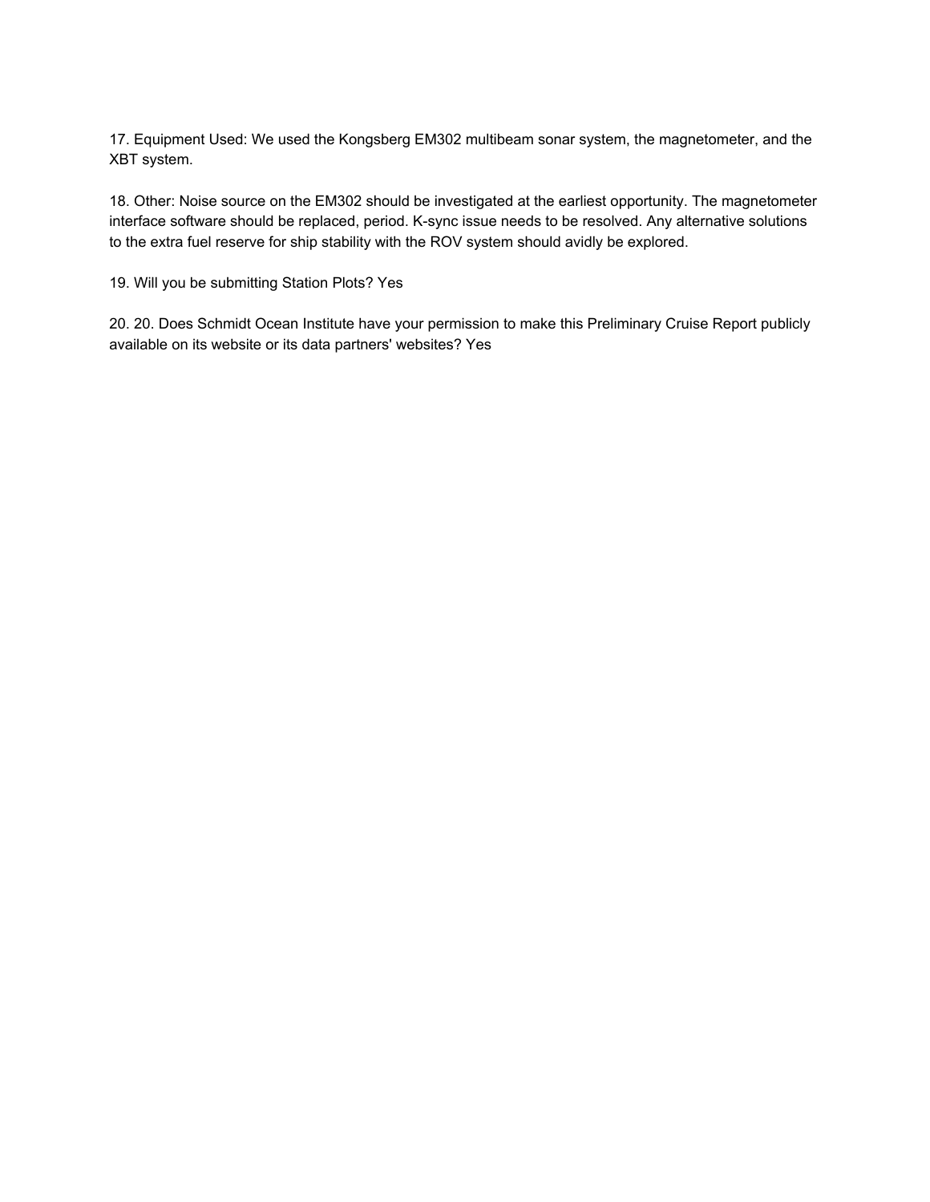17. Equipment Used: We used the Kongsberg EM302 multibeam sonar system, the magnetometer, and the XBT system.

18. Other: Noise source on the EM302 should be investigated at the earliest opportunity. The magnetometer interface software should be replaced, period. K-sync issue needs to be resolved. Any alternative solutions to the extra fuel reserve for ship stability with the ROV system should avidly be explored.

19. Will you be submitting Station Plots? Yes

20. 20. Does Schmidt Ocean Institute have your permission to make this Preliminary Cruise Report publicly available on its website or its data partners' websites? Yes